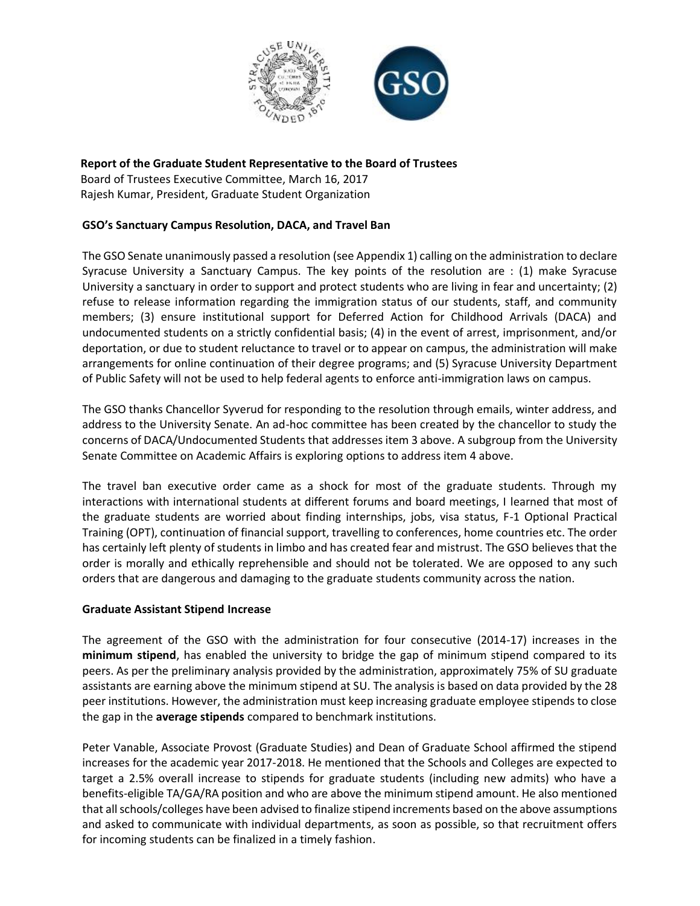**Report of the Graduate Student Representative to the Board of Trustees**
Board of Trustees Executive Committee, March 16, 2017
Rajesh Kumar, President, Graduate Student Organization

## GSO's Sanctuary Campus Resolution, DACA, and Travel Ban

The GSO Senate unanimously passed a resolution (see Appendix 1) calling on the administration to declare Syracuse University a Sanctuary Campus. The key points of the resolution are : (1) make Syracuse University a sanctuary in order to support and protect students who are living in fear and uncertainty; (2) refuse to release information regarding the immigration status of our students, staff, and community members; (3) ensure institutional support for Deferred Action for Childhood Arrivals (DACA) and undocumented students on a strictly confidential basis; (4) in the event of arrest, imprisonment, and/or deportation, or due to student reluctance to travel or to appear on campus, the administration will make arrangements for online continuation of their degree programs; and (5) Syracuse University Department of Public Safety will not be used to help federal agents to enforce anti-immigration laws on campus.

The GSO thanks Chancellor Syverud for responding to the resolution through emails, winter address, and address to the University Senate. An ad-hoc committee has been created by the chancellor to study the concerns of DACA/Undocumented Students that addresses item 3 above. A subgroup from the University Senate Committee on Academic Affairs is exploring options to address item 4 above.

The travel ban executive order came as a shock for most of the graduate students. Through my interactions with international students at different forums and board meetings, I learned that most of the graduate students are worried about finding internships, jobs, visa status, F-1 Optional Practical Training (OPT), continuation of financial support, travelling to conferences, home countries etc. The order has certainly left plenty of students in limbo and has created fear and mistrust. The GSO believes that the order is morally and ethically reprehensible and should not be tolerated. We are opposed to any such orders that are dangerous and damaging to the graduate students community across the nation.

## Graduate Assistant Stipend Increase

The agreement of the GSO with the administration for four consecutive (2014-17) increases in the **minimum stipend**, has enabled the university to bridge the gap of minimum stipend compared to its peers. As per the preliminary analysis provided by the administration, approximately 75% of SU graduate assistants are earning above the minimum stipend at SU. The analysis is based on data provided by the 28 peer institutions. However, the administration must keep increasing graduate employee stipends to close the gap in the **average stipends** compared to benchmark institutions.

Peter Vanable, Associate Provost (Graduate Studies) and Dean of Graduate School affirmed the stipend increases for the academic year 2017-2018. He mentioned that the Schools and Colleges are expected to target a 2.5% overall increase to stipends for graduate students (including new admits) who have a benefits-eligible TA/GA/RA position and who are above the minimum stipend amount. He also mentioned that all schools/colleges have been advised to finalize stipend increments based on the above assumptions and asked to communicate with individual departments, as soon as possible, so that recruitment offers for incoming students can be finalized in a timely fashion.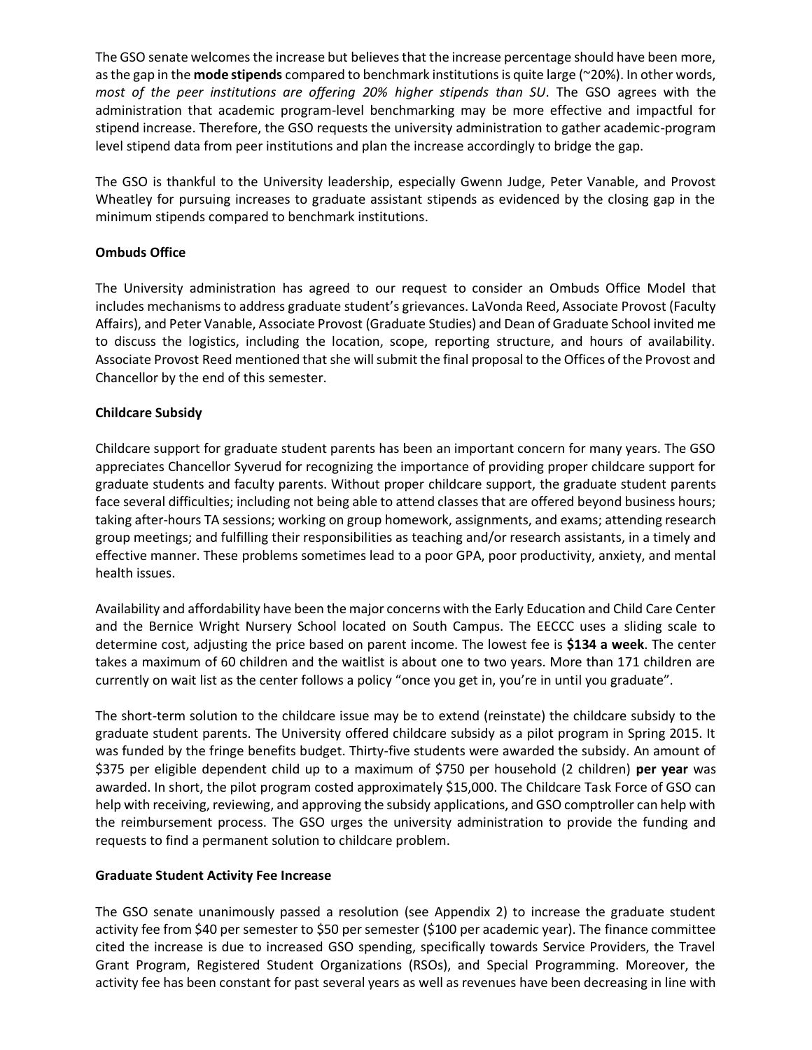The GSO senate welcomes the increase but believes that the increase percentage should have been more, as the gap in the **mode stipends** compared to benchmark institutions is quite large (~20%). In other words, *most of the peer institutions are offering 20% higher stipends than SU*. The GSO agrees with the administration that academic program-level benchmarking may be more effective and impactful for stipend increase. Therefore, the GSO requests the university administration to gather academic-program level stipend data from peer institutions and plan the increase accordingly to bridge the gap.

The GSO is thankful to the University leadership, especially Gwenn Judge, Peter Vanable, and Provost Wheatley for pursuing increases to graduate assistant stipends as evidenced by the closing gap in the minimum stipends compared to benchmark institutions.

**Ombuds Office**

The University administration has agreed to our request to consider an Ombuds Office Model that includes mechanisms to address graduate student's grievances. LaVonda Reed, Associate Provost (Faculty Affairs), and Peter Vanable, Associate Provost (Graduate Studies) and Dean of Graduate School invited me to discuss the logistics, including the location, scope, reporting structure, and hours of availability. Associate Provost Reed mentioned that she will submit the final proposal to the Offices of the Provost and Chancellor by the end of this semester.

**Childcare Subsidy**

Childcare support for graduate student parents has been an important concern for many years. The GSO appreciates Chancellor Syverud for recognizing the importance of providing proper childcare support for graduate students and faculty parents. Without proper childcare support, the graduate student parents face several difficulties; including not being able to attend classes that are offered beyond business hours; taking after-hours TA sessions; working on group homework, assignments, and exams; attending research group meetings; and fulfilling their responsibilities as teaching and/or research assistants, in a timely and effective manner. These problems sometimes lead to a poor GPA, poor productivity, anxiety, and mental health issues.

Availability and affordability have been the major concerns with the Early Education and Child Care Center and the Bernice Wright Nursery School located on South Campus. The EECCC uses a sliding scale to determine cost, adjusting the price based on parent income. The lowest fee is **$134 a week**. The center takes a maximum of 60 children and the waitlist is about one to two years. More than 171 children are currently on wait list as the center follows a policy "once you get in, you're in until you graduate".

The short-term solution to the childcare issue may be to extend (reinstate) the childcare subsidy to the graduate student parents. The University offered childcare subsidy as a pilot program in Spring 2015. It was funded by the fringe benefits budget. Thirty-five students were awarded the subsidy. An amount of $375 per eligible dependent child up to a maximum of $750 per household (2 children) **per year** was awarded. In short, the pilot program costed approximately $15,000. The Childcare Task Force of GSO can help with receiving, reviewing, and approving the subsidy applications, and GSO comptroller can help with the reimbursement process. The GSO urges the university administration to provide the funding and requests to find a permanent solution to childcare problem.

**Graduate Student Activity Fee Increase**

The GSO senate unanimously passed a resolution (see Appendix 2) to increase the graduate student activity fee from $40 per semester to $50 per semester ($100 per academic year). The finance committee cited the increase is due to increased GSO spending, specifically towards Service Providers, the Travel Grant Program, Registered Student Organizations (RSOs), and Special Programming. Moreover, the activity fee has been constant for past several years as well as revenues have been decreasing in line with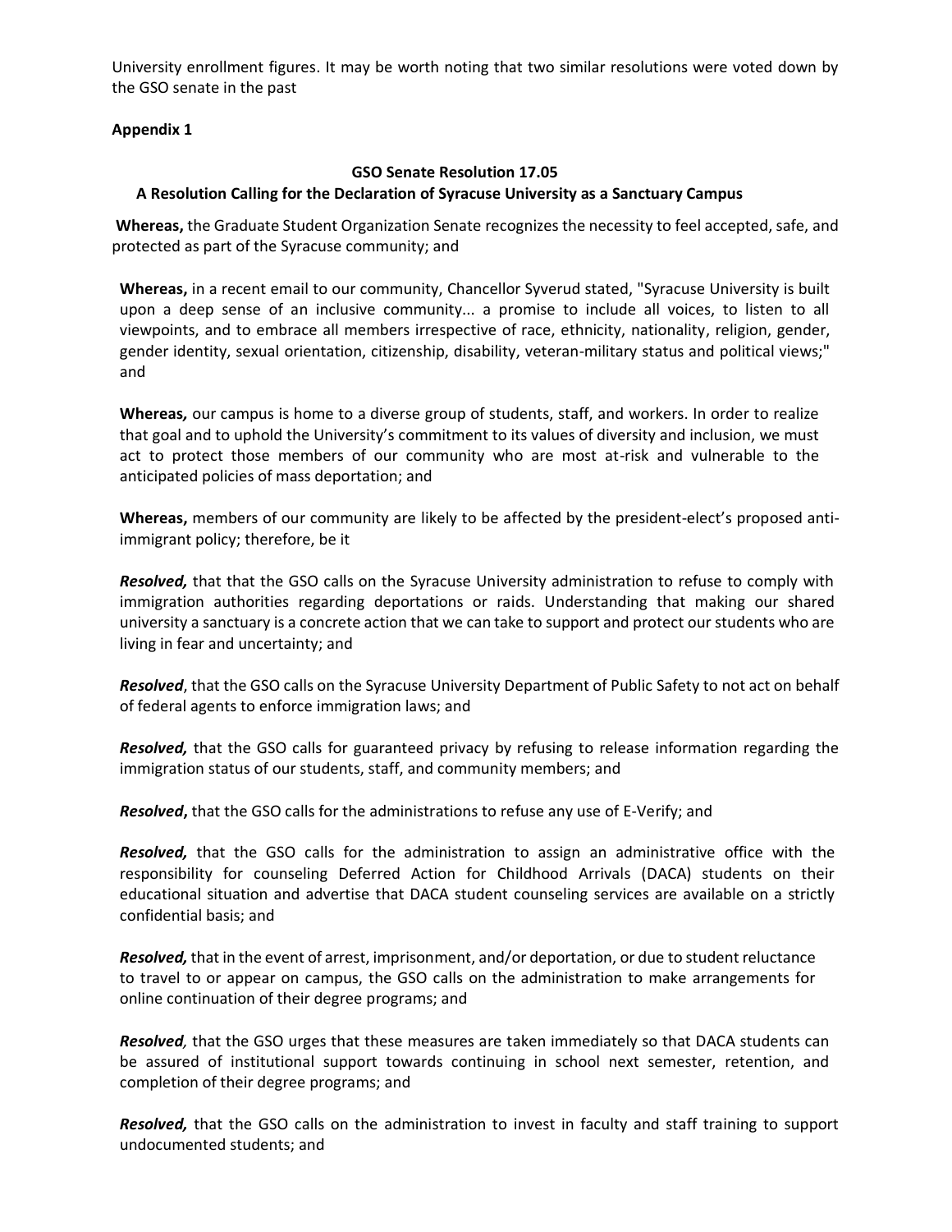University enrollment figures. It may be worth noting that two similar resolutions were voted down by the GSO senate in the past

**Appendix 1**

**GSO Senate Resolution 17.05**

**A Resolution Calling for the Declaration of Syracuse University as a Sanctuary Campus**

**Whereas,** the Graduate Student Organization Senate recognizes the necessity to feel accepted, safe, and protected as part of the Syracuse community; and

**Whereas,** in a recent email to our community, Chancellor Syverud stated, "Syracuse University is built upon a deep sense of an inclusive community... a promise to include all voices, to listen to all viewpoints, and to embrace all members irrespective of race, ethnicity, nationality, religion, gender, gender identity, sexual orientation, citizenship, disability, veteran-military status and political views;" and

**Whereas***,* our campus is home to a diverse group of students, staff, and workers. In order to realize that goal and to uphold the University's commitment to its values of diversity and inclusion, we must act to protect those members of our community who are most at-risk and vulnerable to the anticipated policies of mass deportation; and

**Whereas,** members of our community are likely to be affected by the president-elect's proposed anti-immigrant policy; therefore, be it

***Resolved,*** that that the GSO calls on the Syracuse University administration to refuse to comply with immigration authorities regarding deportations or raids. Understanding that making our shared university a sanctuary is a concrete action that we can take to support and protect our students who are living in fear and uncertainty; and

***Resolved***, that the GSO calls on the Syracuse University Department of Public Safety to not act on behalf of federal agents to enforce immigration laws; and

***Resolved,*** that the GSO calls for guaranteed privacy by refusing to release information regarding the immigration status of our students, staff, and community members; and

***Resolved*****,** that the GSO calls for the administrations to refuse any use of E-Verify; and

***Resolved,*** that the GSO calls for the administration to assign an administrative office with the responsibility for counseling Deferred Action for Childhood Arrivals (DACA) students on their educational situation and advertise that DACA student counseling services are available on a strictly confidential basis; and

***Resolved,*** that in the event of arrest, imprisonment, and/or deportation, or due to student reluctance to travel to or appear on campus, the GSO calls on the administration to make arrangements for online continuation of their degree programs; and

***Resolved****,* that the GSO urges that these measures are taken immediately so that DACA students can be assured of institutional support towards continuing in school next semester, retention, and completion of their degree programs; and

***Resolved,*** that the GSO calls on the administration to invest in faculty and staff training to support undocumented students; and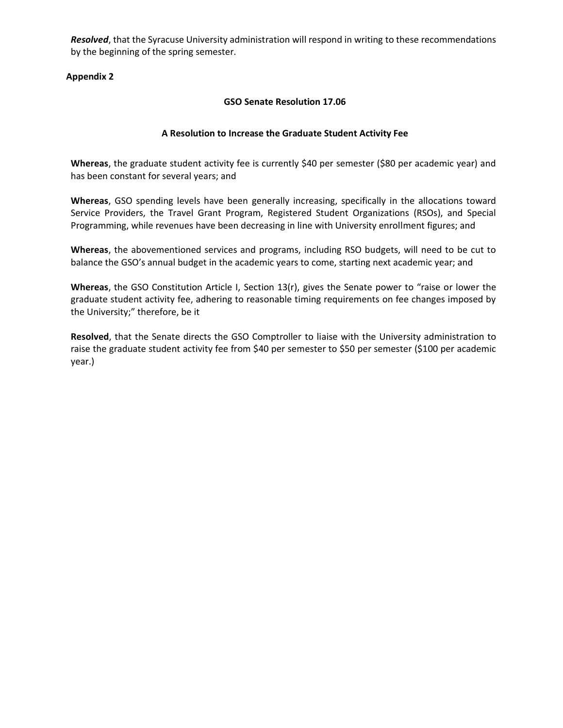***Resolved***, that the Syracuse University administration will respond in writing to these recommendations by the beginning of the spring semester.

**Appendix 2**

**GSO Senate Resolution 17.06**

**A Resolution to Increase the Graduate Student Activity Fee**

**Whereas**, the graduate student activity fee is currently $40 per semester ($80 per academic year) and has been constant for several years; and

**Whereas**, GSO spending levels have been generally increasing, specifically in the allocations toward Service Providers, the Travel Grant Program, Registered Student Organizations (RSOs), and Special Programming, while revenues have been decreasing in line with University enrollment figures; and

**Whereas**, the abovementioned services and programs, including RSO budgets, will need to be cut to balance the GSO's annual budget in the academic years to come, starting next academic year; and

**Whereas**, the GSO Constitution Article I, Section 13(r), gives the Senate power to "raise or lower the graduate student activity fee, adhering to reasonable timing requirements on fee changes imposed by the University;" therefore, be it

**Resolved**, that the Senate directs the GSO Comptroller to liaise with the University administration to raise the graduate student activity fee from $40 per semester to $50 per semester ($100 per academic year.)